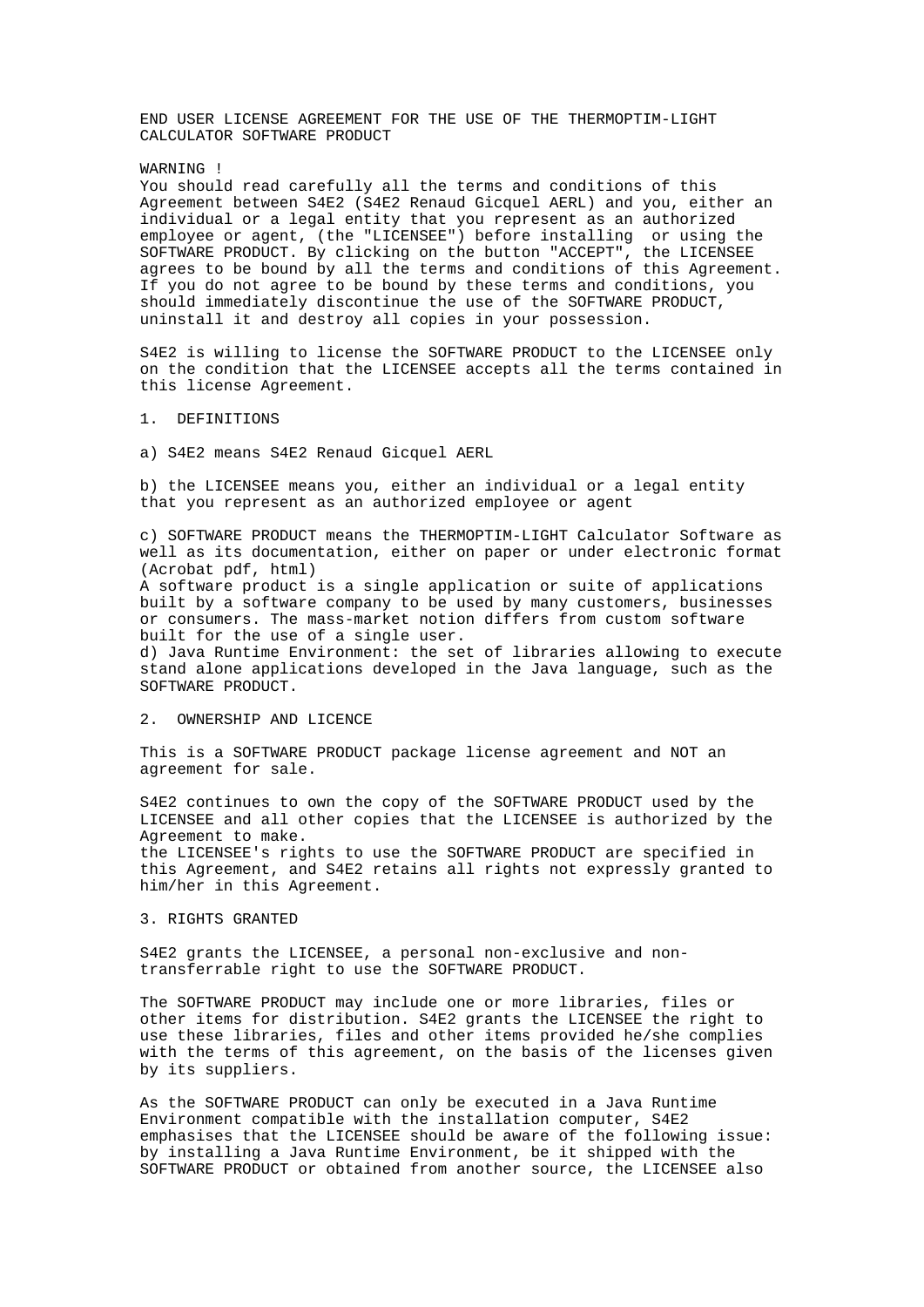# END USER LICENSE AGREEMENT FOR THE USE OF THE THERMOPTIM-LIGHT CALCULATOR SOFTWARE PRODUCT

WARNING !
You should read carefully all the terms and conditions of this Agreement between S4E2 (S4E2 Renaud Gicquel AERL) and you, either an individual or a legal entity that you represent as an authorized employee or agent, (the "LICENSEE") before installing or using the SOFTWARE PRODUCT. By clicking on the button "ACCEPT", the LICENSEE agrees to be bound by all the terms and conditions of this Agreement. If you do not agree to be bound by these terms and conditions, you should immediately discontinue the use of the SOFTWARE PRODUCT, uninstall it and destroy all copies in your possession.

S4E2 is willing to license the SOFTWARE PRODUCT to the LICENSEE only on the condition that the LICENSEE accepts all the terms contained in this license Agreement.

## 1. DEFINITIONS

a) S4E2 means S4E2 Renaud Gicquel AERL

b) the LICENSEE means you, either an individual or a legal entity that you represent as an authorized employee or agent

c) SOFTWARE PRODUCT means the THERMOPTIM-LIGHT Calculator Software as well as its documentation, either on paper or under electronic format (Acrobat pdf, html)
A software product is a single application or suite of applications built by a software company to be used by many customers, businesses or consumers. The mass-market notion differs from custom software built for the use of a single user.
d) Java Runtime Environment: the set of libraries allowing to execute stand alone applications developed in the Java language, such as the SOFTWARE PRODUCT.

## 2. OWNERSHIP AND LICENCE

This is a SOFTWARE PRODUCT package license agreement and NOT an agreement for sale.

S4E2 continues to own the copy of the SOFTWARE PRODUCT used by the LICENSEE and all other copies that the LICENSEE is authorized by the Agreement to make.
the LICENSEE's rights to use the SOFTWARE PRODUCT are specified in this Agreement, and S4E2 retains all rights not expressly granted to him/her in this Agreement.

## 3. RIGHTS GRANTED

S4E2 grants the LICENSEE, a personal non-exclusive and non-transferrable right to use the SOFTWARE PRODUCT.

The SOFTWARE PRODUCT may include one or more libraries, files or other items for distribution. S4E2 grants the LICENSEE the right to use these libraries, files and other items provided he/she complies with the terms of this agreement, on the basis of the licenses given by its suppliers.

As the SOFTWARE PRODUCT can only be executed in a Java Runtime Environment compatible with the installation computer, S4E2 emphasises that the LICENSEE should be aware of the following issue: by installing a Java Runtime Environment, be it shipped with the SOFTWARE PRODUCT or obtained from another source, the LICENSEE also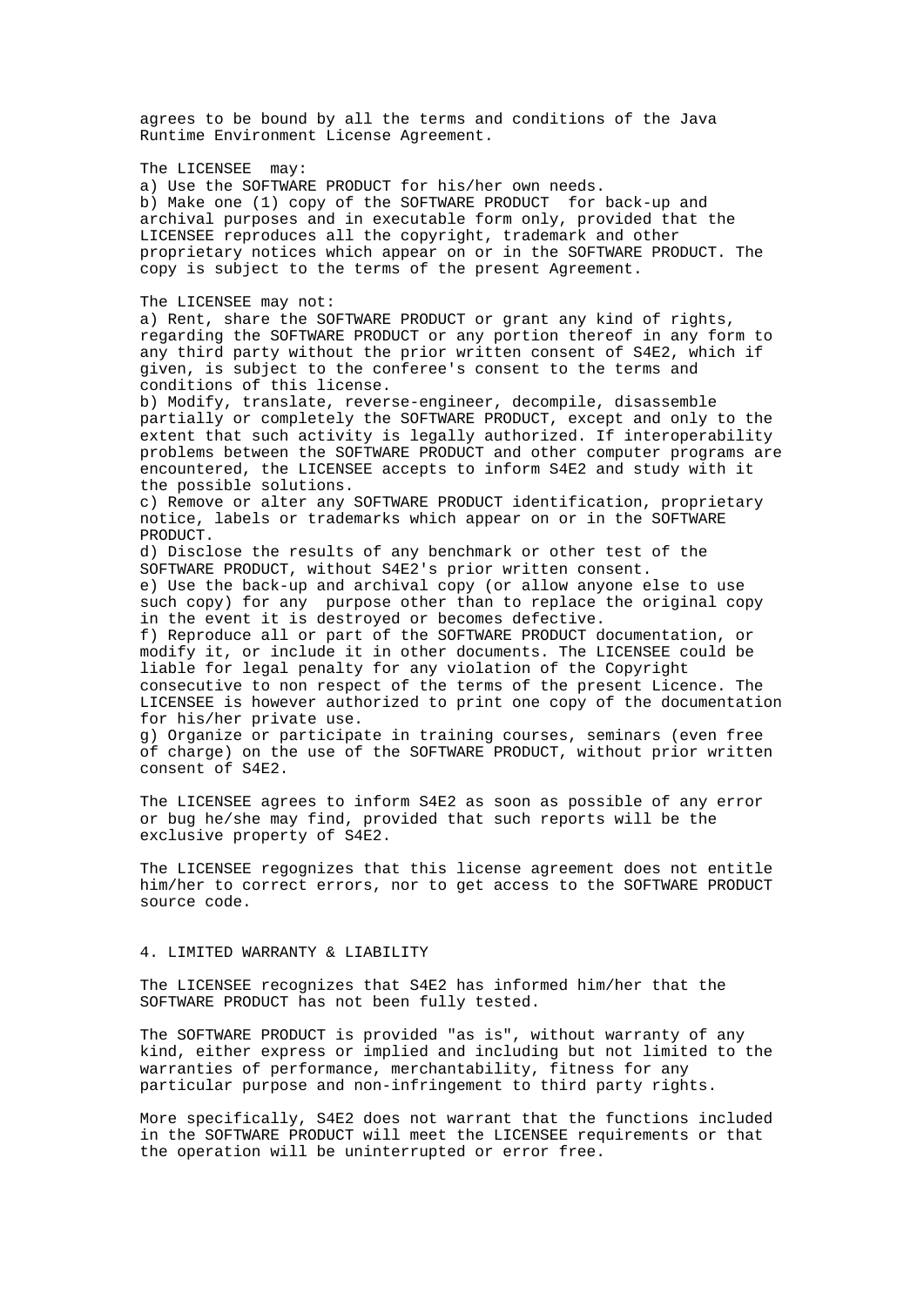agrees to be bound by all the terms and conditions of the Java Runtime Environment License Agreement.

The LICENSEE may:

a) Use the SOFTWARE PRODUCT for his/her own needs.

b) Make one (1) copy of the SOFTWARE PRODUCT for back-up and archival purposes and in executable form only, provided that the LICENSEE reproduces all the copyright, trademark and other proprietary notices which appear on or in the SOFTWARE PRODUCT. The copy is subject to the terms of the present Agreement.

The LICENSEE may not:

a) Rent, share the SOFTWARE PRODUCT or grant any kind of rights, regarding the SOFTWARE PRODUCT or any portion thereof in any form to any third party without the prior written consent of S4E2, which if given, is subject to the conferee's consent to the terms and conditions of this license.

b) Modify, translate, reverse-engineer, decompile, disassemble partially or completely the SOFTWARE PRODUCT, except and only to the extent that such activity is legally authorized. If interoperability problems between the SOFTWARE PRODUCT and other computer programs are encountered, the LICENSEE accepts to inform S4E2 and study with it the possible solutions.

c) Remove or alter any SOFTWARE PRODUCT identification, proprietary notice, labels or trademarks which appear on or in the SOFTWARE PRODUCT.

d) Disclose the results of any benchmark or other test of the SOFTWARE PRODUCT, without S4E2's prior written consent.

e) Use the back-up and archival copy (or allow anyone else to use such copy) for any purpose other than to replace the original copy in the event it is destroyed or becomes defective.

f) Reproduce all or part of the SOFTWARE PRODUCT documentation, or modify it, or include it in other documents. The LICENSEE could be liable for legal penalty for any violation of the Copyright consecutive to non respect of the terms of the present Licence. The LICENSEE is however authorized to print one copy of the documentation for his/her private use.

g) Organize or participate in training courses, seminars (even free of charge) on the use of the SOFTWARE PRODUCT, without prior written consent of S4E2.

The LICENSEE agrees to inform S4E2 as soon as possible of any error or bug he/she may find, provided that such reports will be the exclusive property of S4E2.

The LICENSEE regognizes that this license agreement does not entitle him/her to correct errors, nor to get access to the SOFTWARE PRODUCT source code.

## 4. LIMITED WARRANTY & LIABILITY

The LICENSEE recognizes that S4E2 has informed him/her that the SOFTWARE PRODUCT has not been fully tested.

The SOFTWARE PRODUCT is provided "as is", without warranty of any kind, either express or implied and including but not limited to the warranties of performance, merchantability, fitness for any particular purpose and non-infringement to third party rights.

More specifically, S4E2 does not warrant that the functions included in the SOFTWARE PRODUCT will meet the LICENSEE requirements or that the operation will be uninterrupted or error free.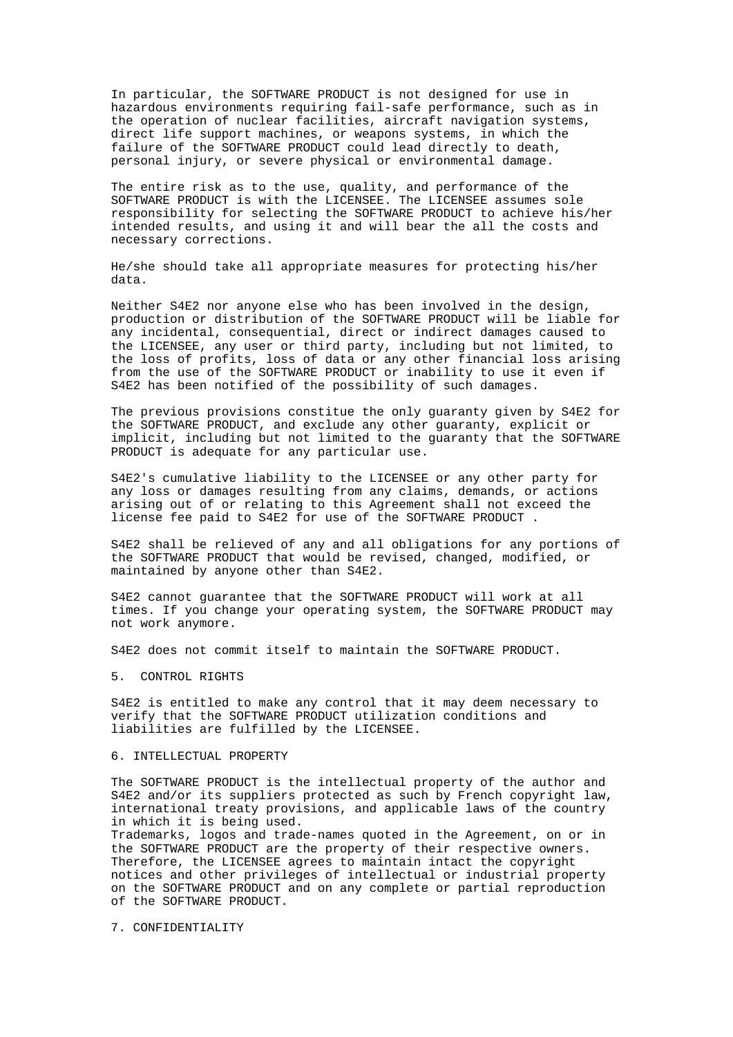In particular, the SOFTWARE PRODUCT is not designed for use in hazardous environments requiring fail-safe performance, such as in the operation of nuclear facilities, aircraft navigation systems, direct life support machines, or weapons systems, in which the failure of the SOFTWARE PRODUCT could lead directly to death, personal injury, or severe physical or environmental damage.

The entire risk as to the use, quality, and performance of the SOFTWARE PRODUCT is with the LICENSEE. The LICENSEE assumes sole responsibility for selecting the SOFTWARE PRODUCT to achieve his/her intended results, and using it and will bear the all the costs and necessary corrections.

He/she should take all appropriate measures for protecting his/her data.

Neither S4E2 nor anyone else who has been involved in the design, production or distribution of the SOFTWARE PRODUCT will be liable for any incidental, consequential, direct or indirect damages caused to the LICENSEE, any user or third party, including but not limited, to the loss of profits, loss of data or any other financial loss arising from the use of the SOFTWARE PRODUCT or inability to use it even if S4E2 has been notified of the possibility of such damages.

The previous provisions constitue the only guaranty given by S4E2 for the SOFTWARE PRODUCT, and exclude any other guaranty, explicit or implicit, including but not limited to the guaranty that the SOFTWARE PRODUCT is adequate for any particular use.

S4E2's cumulative liability to the LICENSEE or any other party for any loss or damages resulting from any claims, demands, or actions arising out of or relating to this Agreement shall not exceed the license fee paid to S4E2 for use of the SOFTWARE PRODUCT .

S4E2 shall be relieved of any and all obligations for any portions of the SOFTWARE PRODUCT that would be revised, changed, modified, or maintained by anyone other than S4E2.

S4E2 cannot guarantee that the SOFTWARE PRODUCT will work at all times. If you change your operating system, the SOFTWARE PRODUCT may not work anymore.

S4E2 does not commit itself to maintain the SOFTWARE PRODUCT.

## 5. CONTROL RIGHTS

S4E2 is entitled to make any control that it may deem necessary to verify that the SOFTWARE PRODUCT utilization conditions and liabilities are fulfilled by the LICENSEE.

## 6. INTELLECTUAL PROPERTY

The SOFTWARE PRODUCT is the intellectual property of the author and S4E2 and/or its suppliers protected as such by French copyright law, international treaty provisions, and applicable laws of the country in which it is being used.
Trademarks, logos and trade-names quoted in the Agreement, on or in the SOFTWARE PRODUCT are the property of their respective owners. Therefore, the LICENSEE agrees to maintain intact the copyright notices and other privileges of intellectual or industrial property on the SOFTWARE PRODUCT and on any complete or partial reproduction of the SOFTWARE PRODUCT.

## 7. CONFIDENTIALITY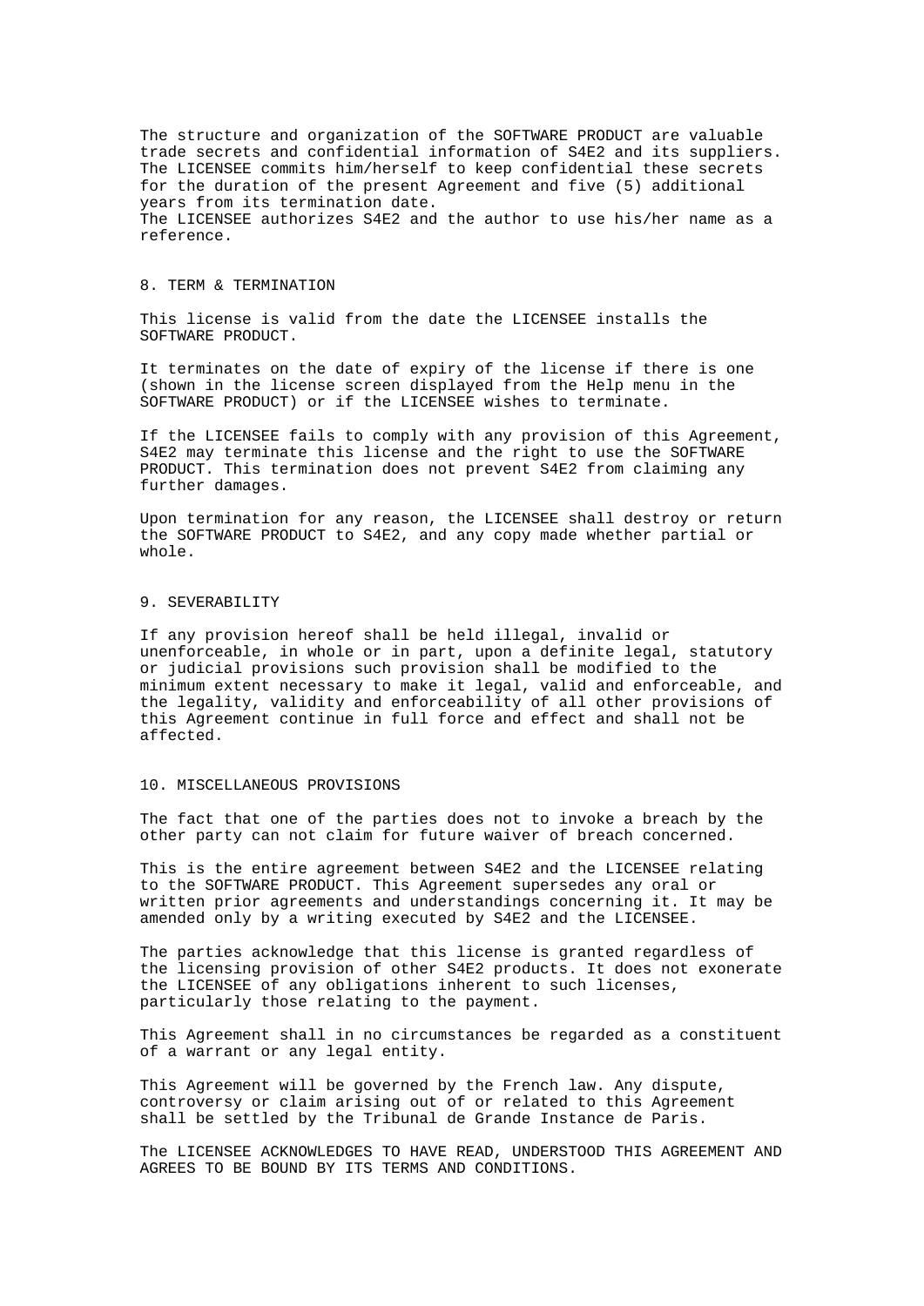The structure and organization of the SOFTWARE PRODUCT are valuable trade secrets and confidential information of S4E2 and its suppliers. The LICENSEE commits him/herself to keep confidential these secrets for the duration of the present Agreement and five (5) additional years from its termination date.
The LICENSEE authorizes S4E2 and the author to use his/her name as a reference.

## 8. TERM & TERMINATION

This license is valid from the date the LICENSEE installs the SOFTWARE PRODUCT.

It terminates on the date of expiry of the license if there is one (shown in the license screen displayed from the Help menu in the SOFTWARE PRODUCT) or if the LICENSEE wishes to terminate.

If the LICENSEE fails to comply with any provision of this Agreement, S4E2 may terminate this license and the right to use the SOFTWARE PRODUCT. This termination does not prevent S4E2 from claiming any further damages.

Upon termination for any reason, the LICENSEE shall destroy or return the SOFTWARE PRODUCT to S4E2, and any copy made whether partial or whole.

## 9. SEVERABILITY

If any provision hereof shall be held illegal, invalid or unenforceable, in whole or in part, upon a definite legal, statutory or judicial provisions such provision shall be modified to the minimum extent necessary to make it legal, valid and enforceable, and the legality, validity and enforceability of all other provisions of this Agreement continue in full force and effect and shall not be affected.

## 10. MISCELLANEOUS PROVISIONS

The fact that one of the parties does not to invoke a breach by the other party can not claim for future waiver of breach concerned.

This is the entire agreement between S4E2 and the LICENSEE relating to the SOFTWARE PRODUCT. This Agreement supersedes any oral or written prior agreements and understandings concerning it. It may be amended only by a writing executed by S4E2 and the LICENSEE.

The parties acknowledge that this license is granted regardless of the licensing provision of other S4E2 products. It does not exonerate the LICENSEE of any obligations inherent to such licenses, particularly those relating to the payment.

This Agreement shall in no circumstances be regarded as a constituent of a warrant or any legal entity.

This Agreement will be governed by the French law. Any dispute, controversy or claim arising out of or related to this Agreement shall be settled by the Tribunal de Grande Instance de Paris.

The LICENSEE ACKNOWLEDGES TO HAVE READ, UNDERSTOOD THIS AGREEMENT AND AGREES TO BE BOUND BY ITS TERMS AND CONDITIONS.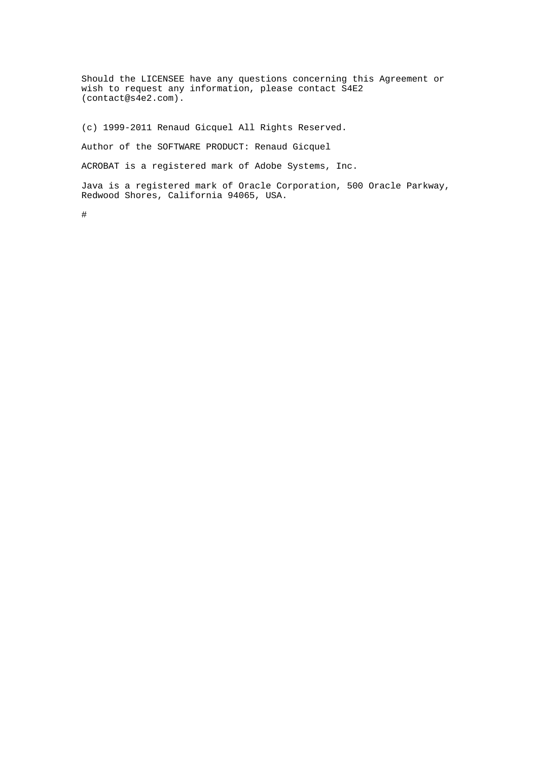Should the LICENSEE have any questions concerning this Agreement or wish to request any information, please contact S4E2 (contact@s4e2.com).

(c) 1999-2011 Renaud Gicquel All Rights Reserved.

Author of the SOFTWARE PRODUCT: Renaud Gicquel

ACROBAT is a registered mark of Adobe Systems, Inc.

Java is a registered mark of Oracle Corporation, 500 Oracle Parkway, Redwood Shores, California 94065, USA.

#